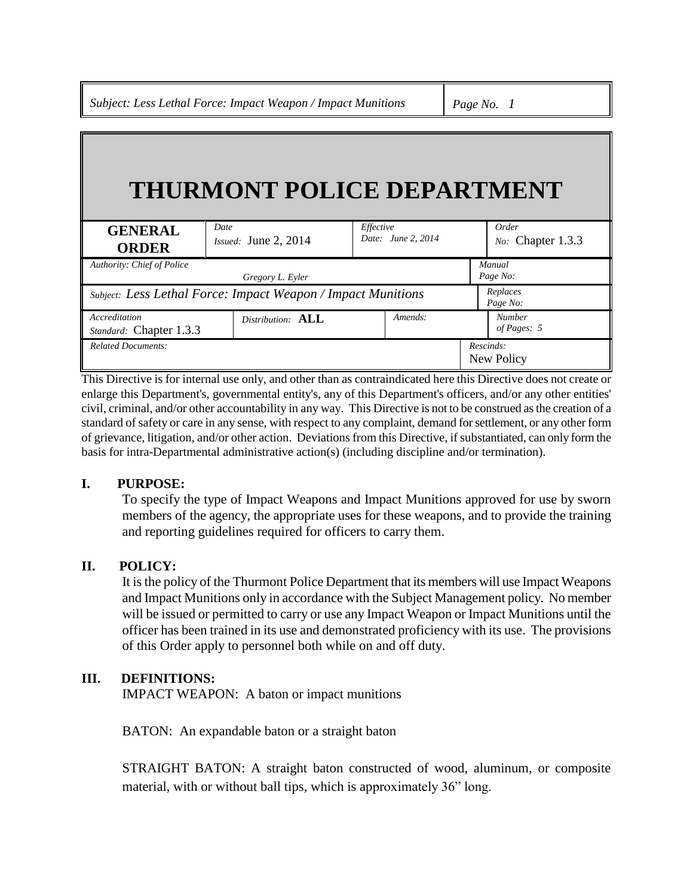# THURMONT POLICE DEPARTMENT

| GENERAL ORDER | Date Issued: June 2, 2014 | Effective Date: June 2, 2014 | Order No: Chapter 1.3.3 |
|---|---|---|---|
| Authority: Chief of Police | Gregory L. Eyler | | Manual Page No: |
| Subject: Less Lethal Force: Impact Weapon / Impact Munitions | | | Replaces Page No: |
| Accreditation Standard: Chapter 1.3.3 | Distribution: **ALL** | Amends: | Number of Pages: 5 |
| Related Documents: | | | Rescinds: New Policy |

This Directive is for internal use only, and other than as contraindicated here this Directive does not create or enlarge this Department's, governmental entity's, any of this Department's officers, and/or any other entities' civil, criminal, and/or other accountability in any way. This Directive is not to be construed as the creation of a standard of safety or care in any sense, with respect to any complaint, demand for settlement, or any other form of grievance, litigation, and/or other action. Deviations from this Directive, if substantiated, can only form the basis for intra-Departmental administrative action(s) (including discipline and/or termination).

## I. PURPOSE:

To specify the type of Impact Weapons and Impact Munitions approved for use by sworn members of the agency, the appropriate uses for these weapons, and to provide the training and reporting guidelines required for officers to carry them.

## II. POLICY:

It is the policy of the Thurmont Police Department that its members will use Impact Weapons and Impact Munitions only in accordance with the Subject Management policy. No member will be issued or permitted to carry or use any Impact Weapon or Impact Munitions until the officer has been trained in its use and demonstrated proficiency with its use. The provisions of this Order apply to personnel both while on and off duty.

## III. DEFINITIONS:

IMPACT WEAPON: A baton or impact munitions

BATON: An expandable baton or a straight baton

STRAIGHT BATON: A straight baton constructed of wood, aluminum, or composite material, with or without ball tips, which is approximately 36” long.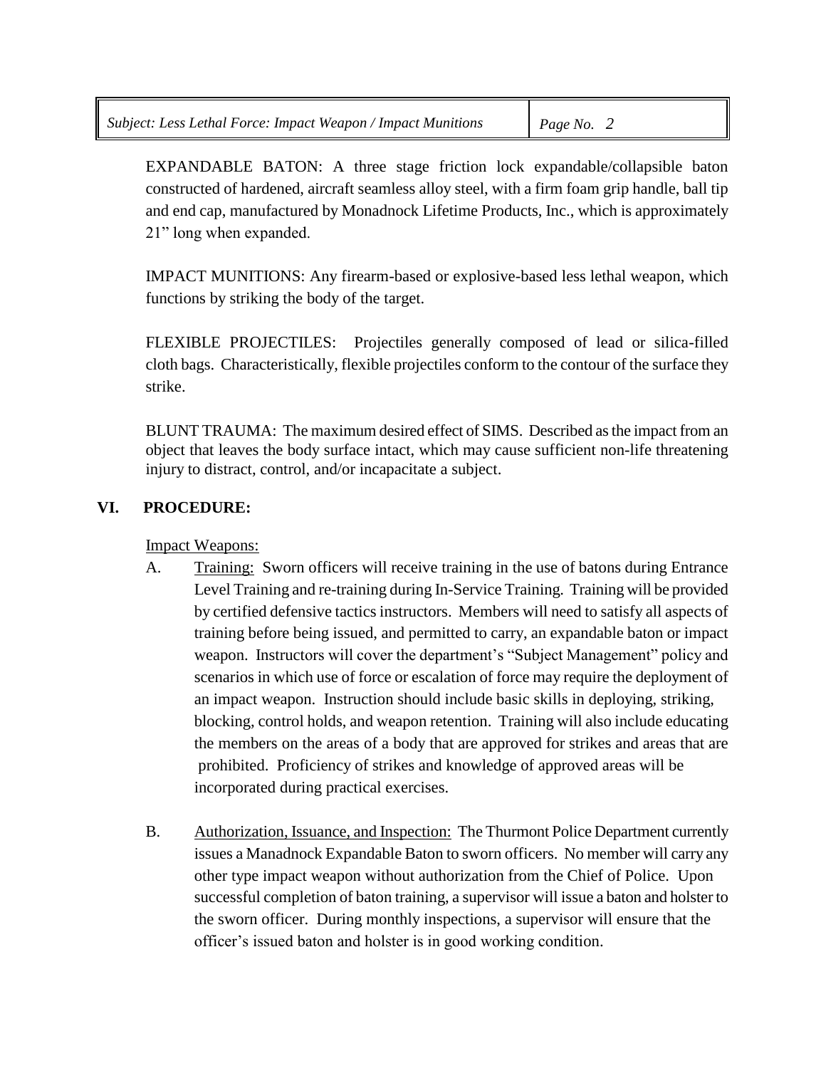EXPANDABLE BATON: A three stage friction lock expandable/collapsible baton constructed of hardened, aircraft seamless alloy steel, with a firm foam grip handle, ball tip and end cap, manufactured by Monadnock Lifetime Products, Inc., which is approximately 21" long when expanded.

IMPACT MUNITIONS: Any firearm-based or explosive-based less lethal weapon, which functions by striking the body of the target.

FLEXIBLE PROJECTILES: Projectiles generally composed of lead or silica-filled cloth bags. Characteristically, flexible projectiles conform to the contour of the surface they strike.

BLUNT TRAUMA: The maximum desired effect of SIMS. Described as the impact from an object that leaves the body surface intact, which may cause sufficient non-life threatening injury to distract, control, and/or incapacitate a subject.

## VI. PROCEDURE:

Impact Weapons:

A. Training: Sworn officers will receive training in the use of batons during Entrance Level Training and re-training during In-Service Training. Training will be provided by certified defensive tactics instructors. Members will need to satisfy all aspects of training before being issued, and permitted to carry, an expandable baton or impact weapon. Instructors will cover the department's "Subject Management" policy and scenarios in which use of force or escalation of force may require the deployment of an impact weapon. Instruction should include basic skills in deploying, striking, blocking, control holds, and weapon retention. Training will also include educating the members on the areas of a body that are approved for strikes and areas that are prohibited. Proficiency of strikes and knowledge of approved areas will be incorporated during practical exercises.

B. Authorization, Issuance, and Inspection: The Thurmont Police Department currently issues a Manadnock Expandable Baton to sworn officers. No member will carry any other type impact weapon without authorization from the Chief of Police. Upon successful completion of baton training, a supervisor will issue a baton and holster to the sworn officer. During monthly inspections, a supervisor will ensure that the officer's issued baton and holster is in good working condition.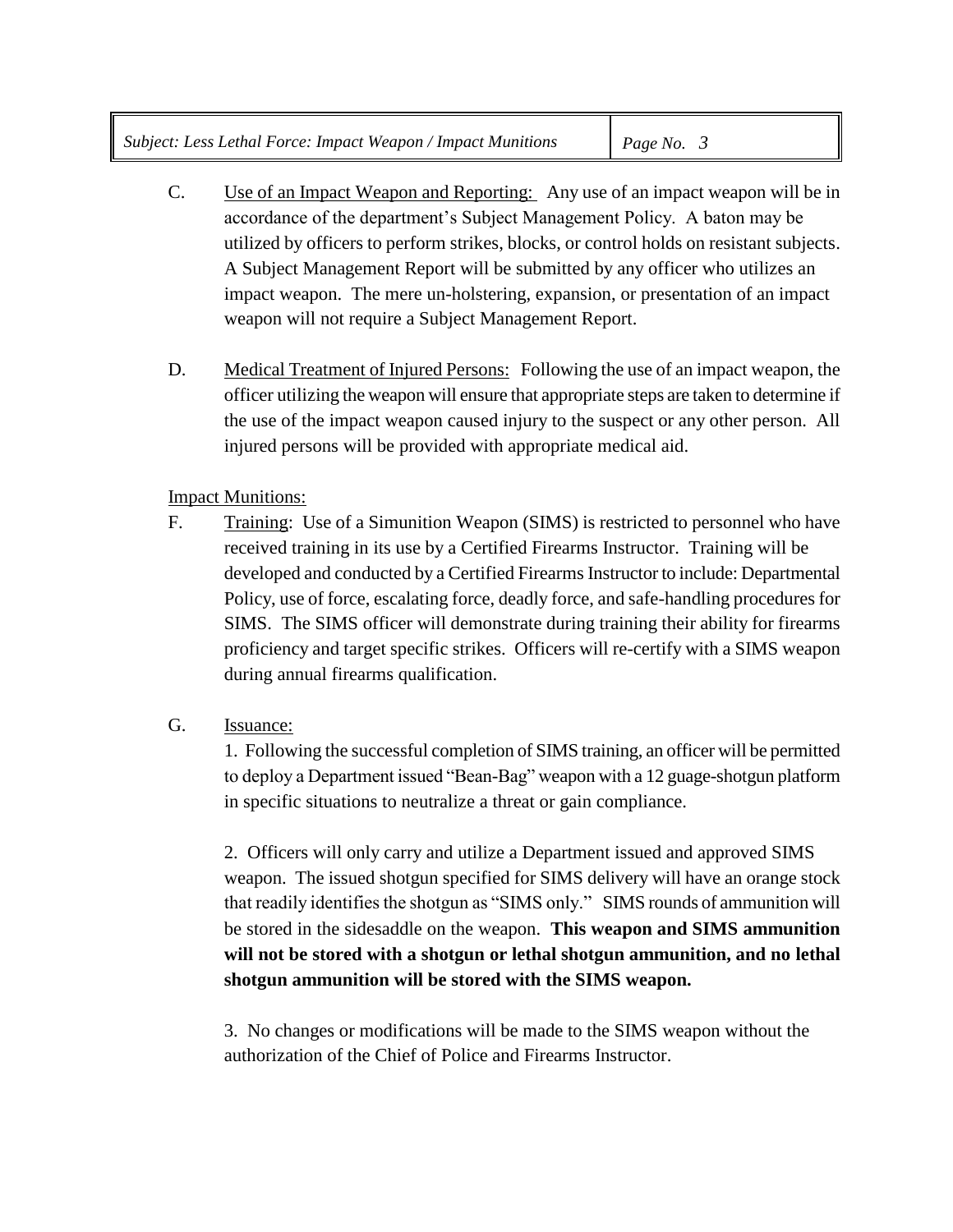C. Use of an Impact Weapon and Reporting: Any use of an impact weapon will be in accordance of the department's Subject Management Policy. A baton may be utilized by officers to perform strikes, blocks, or control holds on resistant subjects. A Subject Management Report will be submitted by any officer who utilizes an impact weapon. The mere un-holstering, expansion, or presentation of an impact weapon will not require a Subject Management Report.

D. Medical Treatment of Injured Persons: Following the use of an impact weapon, the officer utilizing the weapon will ensure that appropriate steps are taken to determine if the use of the impact weapon caused injury to the suspect or any other person. All injured persons will be provided with appropriate medical aid.

Impact Munitions:

F. Training: Use of a Simunition Weapon (SIMS) is restricted to personnel who have received training in its use by a Certified Firearms Instructor. Training will be developed and conducted by a Certified Firearms Instructor to include: Departmental Policy, use of force, escalating force, deadly force, and safe-handling procedures for SIMS. The SIMS officer will demonstrate during training their ability for firearms proficiency and target specific strikes. Officers will re-certify with a SIMS weapon during annual firearms qualification.

G. Issuance:

1. Following the successful completion of SIMS training, an officer will be permitted to deploy a Department issued "Bean-Bag" weapon with a 12 guage-shotgun platform in specific situations to neutralize a threat or gain compliance.

2. Officers will only carry and utilize a Department issued and approved SIMS weapon. The issued shotgun specified for SIMS delivery will have an orange stock that readily identifies the shotgun as "SIMS only." SIMS rounds of ammunition will be stored in the sidesaddle on the weapon. **This weapon and SIMS ammunition will not be stored with a shotgun or lethal shotgun ammunition, and no lethal shotgun ammunition will be stored with the SIMS weapon.**

3. No changes or modifications will be made to the SIMS weapon without the authorization of the Chief of Police and Firearms Instructor.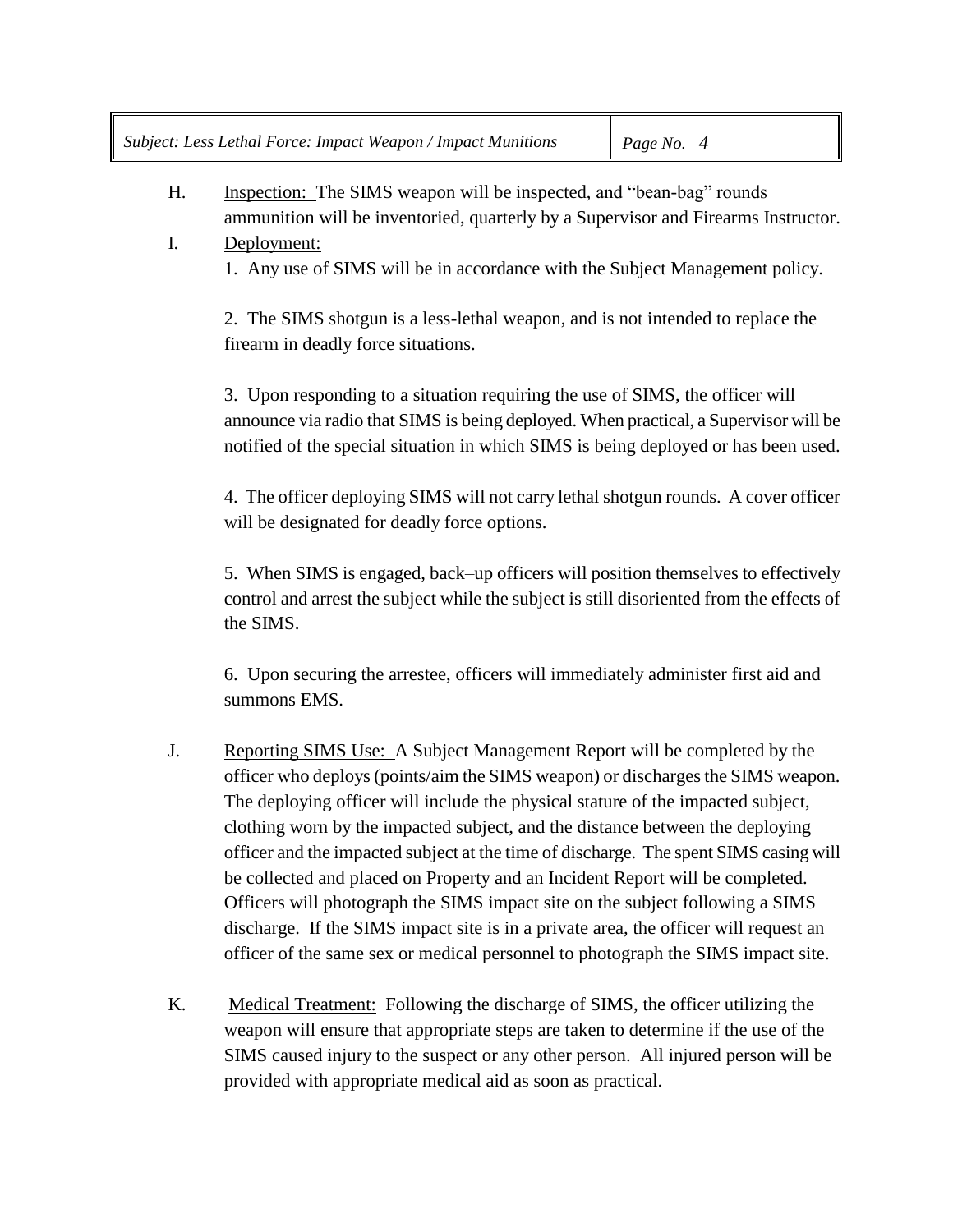H. <u>Inspection:</u> The SIMS weapon will be inspected, and "bean-bag" rounds ammunition will be inventoried, quarterly by a Supervisor and Firearms Instructor.

I. <u>Deployment:</u>

1. Any use of SIMS will be in accordance with the Subject Management policy.

2. The SIMS shotgun is a less-lethal weapon, and is not intended to replace the firearm in deadly force situations.

3. Upon responding to a situation requiring the use of SIMS, the officer will announce via radio that SIMS is being deployed. When practical, a Supervisor will be notified of the special situation in which SIMS is being deployed or has been used.

4. The officer deploying SIMS will not carry lethal shotgun rounds. A cover officer will be designated for deadly force options.

5. When SIMS is engaged, back–up officers will position themselves to effectively control and arrest the subject while the subject is still disoriented from the effects of the SIMS.

6. Upon securing the arrestee, officers will immediately administer first aid and summons EMS.

J. <u>Reporting SIMS Use:</u> A Subject Management Report will be completed by the officer who deploys (points/aim the SIMS weapon) or discharges the SIMS weapon. The deploying officer will include the physical stature of the impacted subject, clothing worn by the impacted subject, and the distance between the deploying officer and the impacted subject at the time of discharge. The spent SIMS casing will be collected and placed on Property and an Incident Report will be completed. Officers will photograph the SIMS impact site on the subject following a SIMS discharge. If the SIMS impact site is in a private area, the officer will request an officer of the same sex or medical personnel to photograph the SIMS impact site.

K. <u>Medical Treatment:</u> Following the discharge of SIMS, the officer utilizing the weapon will ensure that appropriate steps are taken to determine if the use of the SIMS caused injury to the suspect or any other person. All injured person will be provided with appropriate medical aid as soon as practical.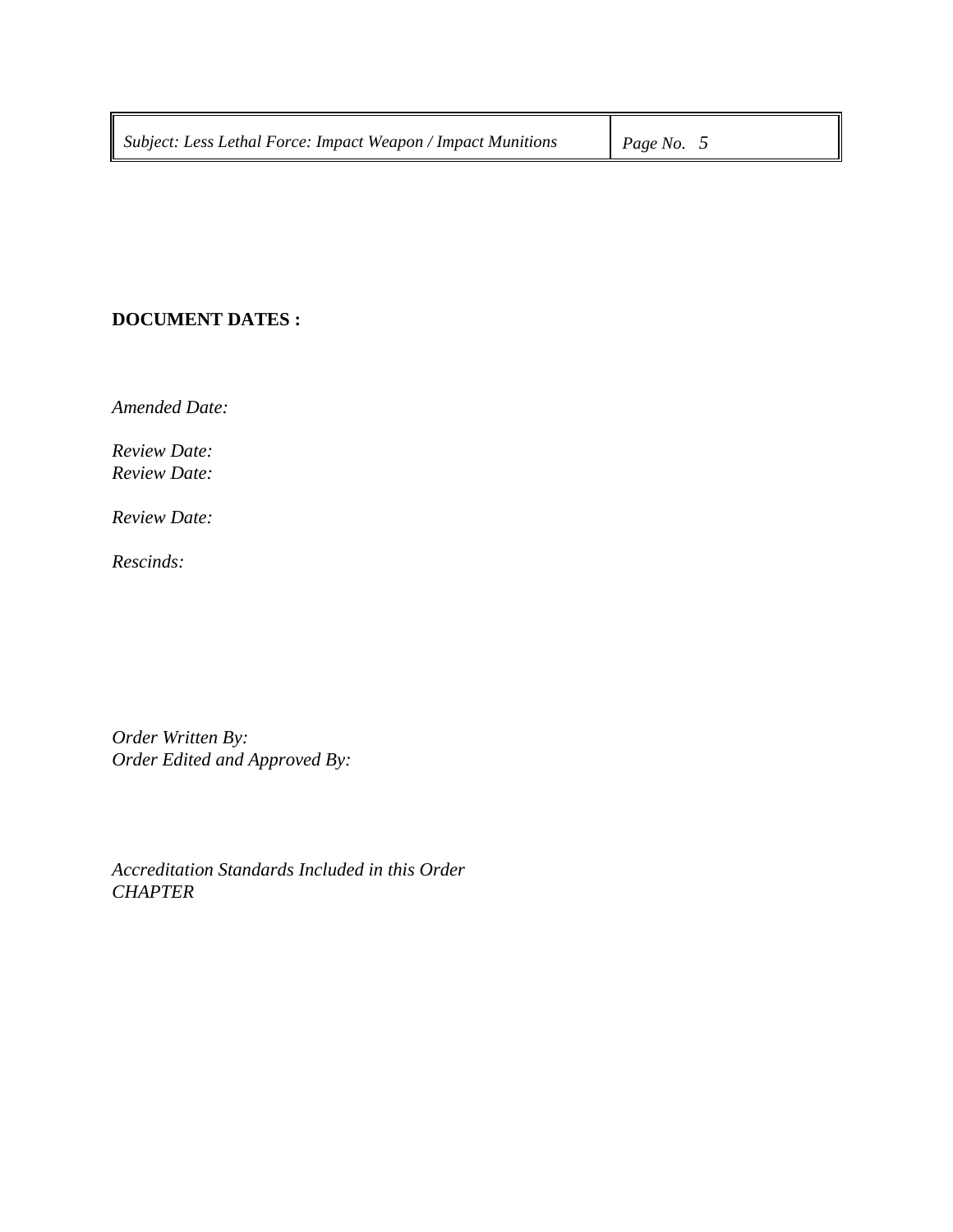**DOCUMENT DATES :**

*Amended Date:*

*Review Date:*
*Review Date:*

*Review Date:*

*Rescinds:*

*Order Written By:*
*Order Edited and Approved By:*

*Accreditation Standards Included in this Order*
*CHAPTER*